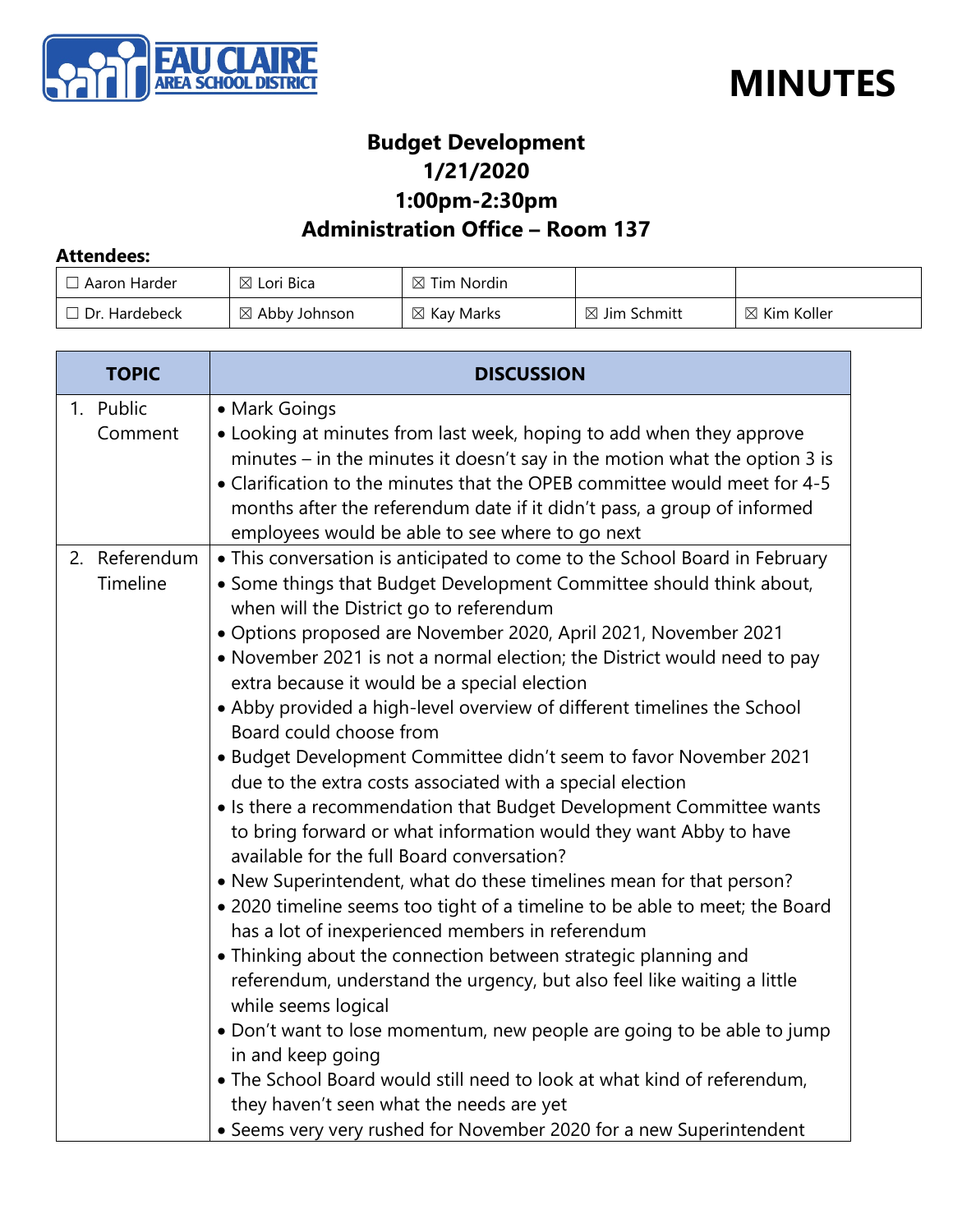EAU CLAIRE AREA SCHOOL DISTRICT

# MINUTES

## Budget Development
## 1/21/2020
## 1:00pm-2:30pm
## Administration Office – Room 137

**Attendees:**

| | | | | |
|---|---|---|---|---|
| ☐ Aaron Harder | ☒ Lori Bica | ☒ Tim Nordin | | |
| ☐ Dr. Hardebeck | ☒ Abby Johnson | ☒ Kay Marks | ☒ Jim Schmitt | ☒ Kim Koller |

| TOPIC | DISCUSSION |
|---|---|
| 1. Public Comment | • Mark Goings<br>• Looking at minutes from last week, hoping to add when they approve minutes – in the minutes it doesn't say in the motion what the option 3 is<br>• Clarification to the minutes that the OPEB committee would meet for 4-5 months after the referendum date if it didn't pass, a group of informed employees would be able to see where to go next |
| 2. Referendum Timeline | • This conversation is anticipated to come to the School Board in February<br>• Some things that Budget Development Committee should think about, when will the District go to referendum<br>• Options proposed are November 2020, April 2021, November 2021<br>• November 2021 is not a normal election; the District would need to pay extra because it would be a special election<br>• Abby provided a high-level overview of different timelines the School Board could choose from<br>• Budget Development Committee didn't seem to favor November 2021 due to the extra costs associated with a special election<br>• Is there a recommendation that Budget Development Committee wants to bring forward or what information would they want Abby to have available for the full Board conversation?<br>• New Superintendent, what do these timelines mean for that person?<br>• 2020 timeline seems too tight of a timeline to be able to meet; the Board has a lot of inexperienced members in referendum<br>• Thinking about the connection between strategic planning and referendum, understand the urgency, but also feel like waiting a little while seems logical<br>• Don't want to lose momentum, new people are going to be able to jump in and keep going<br>• The School Board would still need to look at what kind of referendum, they haven't seen what the needs are yet<br>• Seems very very rushed for November 2020 for a new Superintendent |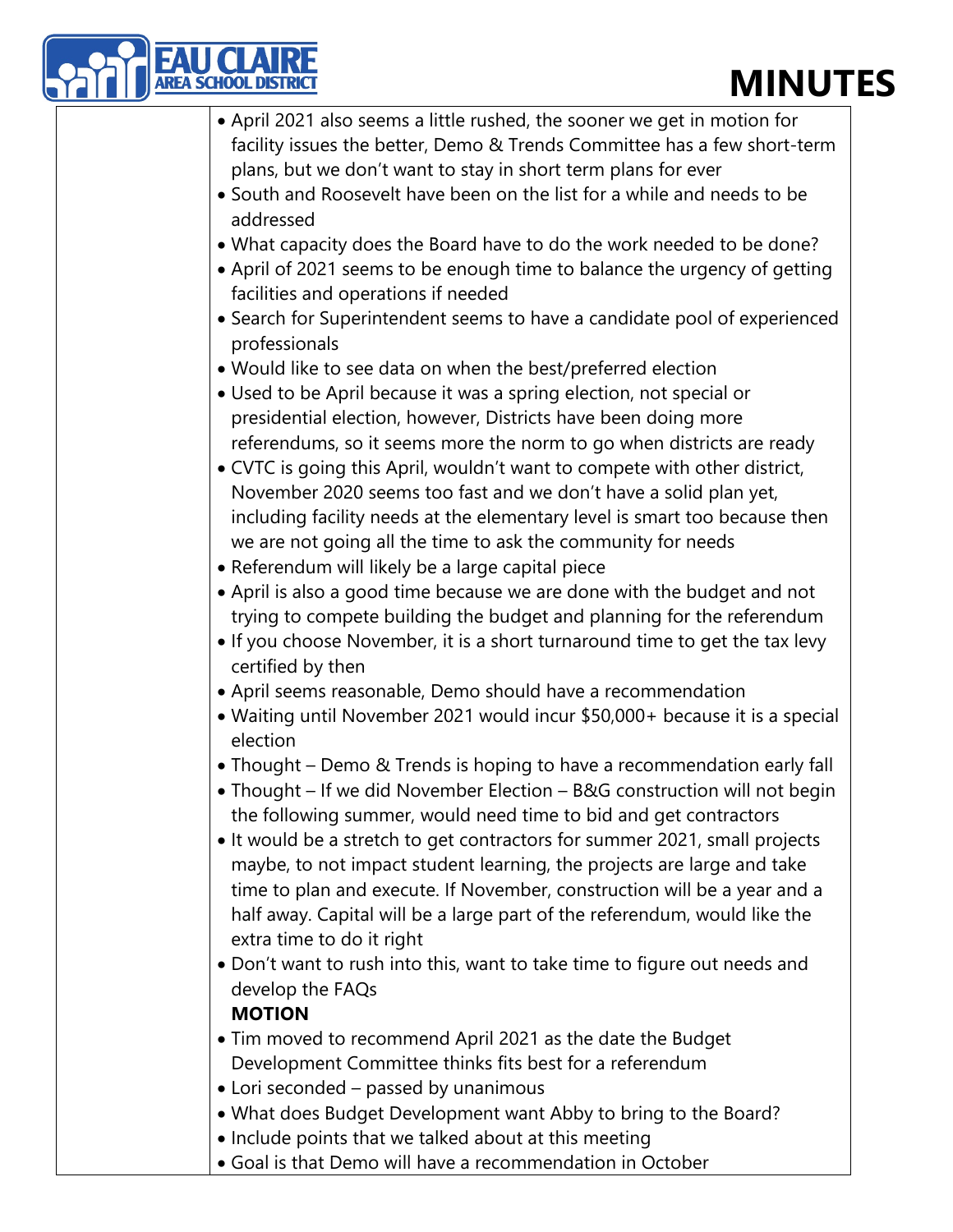- April 2021 also seems a little rushed, the sooner we get in motion for facility issues the better, Demo & Trends Committee has a few short-term plans, but we don't want to stay in short term plans for ever
- South and Roosevelt have been on the list for a while and needs to be addressed
- What capacity does the Board have to do the work needed to be done?
- April of 2021 seems to be enough time to balance the urgency of getting facilities and operations if needed
- Search for Superintendent seems to have a candidate pool of experienced professionals
- Would like to see data on when the best/preferred election
- Used to be April because it was a spring election, not special or presidential election, however, Districts have been doing more referendums, so it seems more the norm to go when districts are ready
- CVTC is going this April, wouldn't want to compete with other district, November 2020 seems too fast and we don't have a solid plan yet, including facility needs at the elementary level is smart too because then we are not going all the time to ask the community for needs
- Referendum will likely be a large capital piece
- April is also a good time because we are done with the budget and not trying to compete building the budget and planning for the referendum
- If you choose November, it is a short turnaround time to get the tax levy certified by then
- April seems reasonable, Demo should have a recommendation
- Waiting until November 2021 would incur $50,000+ because it is a special election
- Thought – Demo & Trends is hoping to have a recommendation early fall
- Thought – If we did November Election – B&G construction will not begin the following summer, would need time to bid and get contractors
- It would be a stretch to get contractors for summer 2021, small projects maybe, to not impact student learning, the projects are large and take time to plan and execute. If November, construction will be a year and a half away. Capital will be a large part of the referendum, would like the extra time to do it right
- Don't want to rush into this, want to take time to figure out needs and develop the FAQs

**MOTION**

- Tim moved to recommend April 2021 as the date the Budget Development Committee thinks fits best for a referendum
- Lori seconded – passed by unanimous
- What does Budget Development want Abby to bring to the Board?
- Include points that we talked about at this meeting
- Goal is that Demo will have a recommendation in October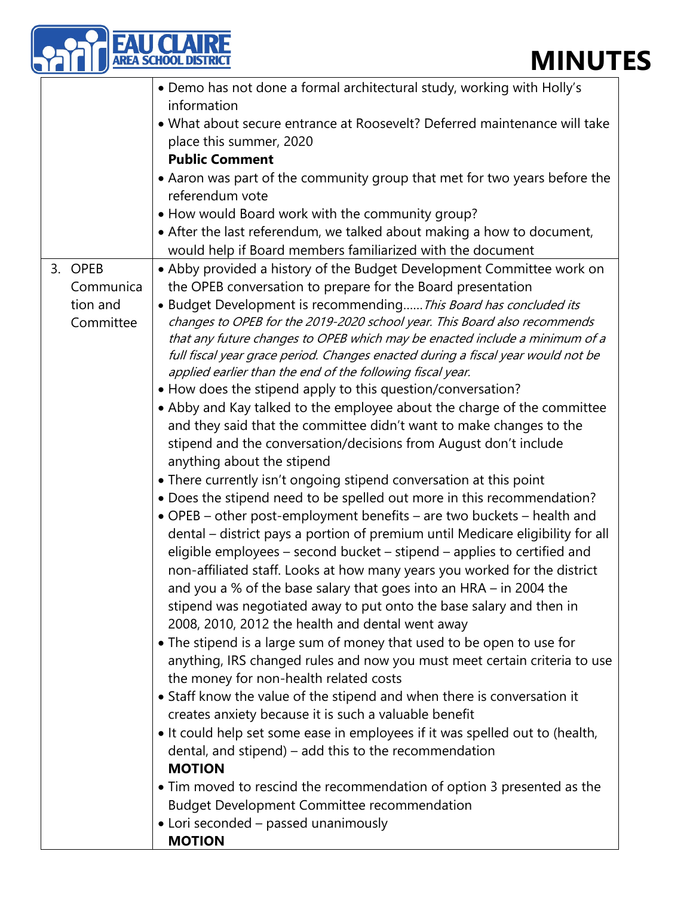# MINUTES

| | |
|---|---|
| | • Demo has not done a formal architectural study, working with Holly's information<br>• What about secure entrance at Roosevelt? Deferred maintenance will take place this summer, 2020<br>**Public Comment**<br>• Aaron was part of the community group that met for two years before the referendum vote<br>• How would Board work with the community group?<br>• After the last referendum, we talked about making a how to document, would help if Board members familiarized with the document |
| 3. OPEB Communication and Committee | • Abby provided a history of the Budget Development Committee work on the OPEB conversation to prepare for the Board presentation<br>• Budget Development is recommending…… *This Board has concluded its changes to OPEB for the 2019-2020 school year. This Board also recommends that any future changes to OPEB which may be enacted include a minimum of a full fiscal year grace period. Changes enacted during a fiscal year would not be applied earlier than the end of the following fiscal year.*<br>• How does the stipend apply to this question/conversation?<br>• Abby and Kay talked to the employee about the charge of the committee and they said that the committee didn't want to make changes to the stipend and the conversation/decisions from August don't include anything about the stipend<br>• There currently isn't ongoing stipend conversation at this point<br>• Does the stipend need to be spelled out more in this recommendation?<br>• OPEB – other post-employment benefits – are two buckets – health and dental – district pays a portion of premium until Medicare eligibility for all eligible employees – second bucket – stipend – applies to certified and non-affiliated staff. Looks at how many years you worked for the district and you a % of the base salary that goes into an HRA – in 2004 the stipend was negotiated away to put onto the base salary and then in 2008, 2010, 2012 the health and dental went away<br>• The stipend is a large sum of money that used to be open to use for anything, IRS changed rules and now you must meet certain criteria to use the money for non-health related costs<br>• Staff know the value of the stipend and when there is conversation it creates anxiety because it is such a valuable benefit<br>• It could help set some ease in employees if it was spelled out to (health, dental, and stipend) – add this to the recommendation<br>**MOTION**<br>• Tim moved to rescind the recommendation of option 3 presented as the Budget Development Committee recommendation<br>• Lori seconded – passed unanimously<br>**MOTION** |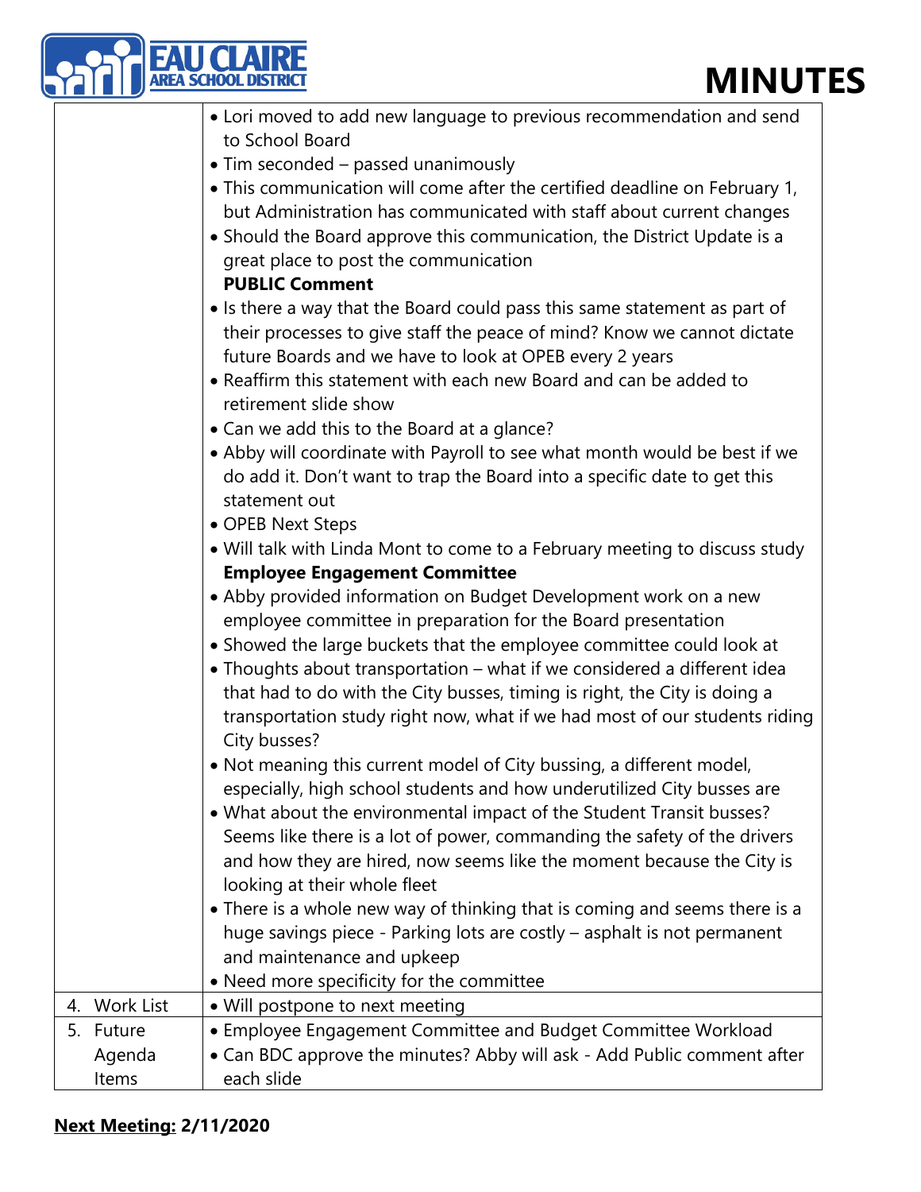| | |
|---|---|
| | • Lori moved to add new language to previous recommendation and send to School Board<br>• Tim seconded – passed unanimously<br>• This communication will come after the certified deadline on February 1, but Administration has communicated with staff about current changes<br>• Should the Board approve this communication, the District Update is a great place to post the communication<br>**PUBLIC Comment**<br>• Is there a way that the Board could pass this same statement as part of their processes to give staff the peace of mind? Know we cannot dictate future Boards and we have to look at OPEB every 2 years<br>• Reaffirm this statement with each new Board and can be added to retirement slide show<br>• Can we add this to the Board at a glance?<br>• Abby will coordinate with Payroll to see what month would be best if we do add it. Don't want to trap the Board into a specific date to get this statement out<br>• OPEB Next Steps<br>• Will talk with Linda Mont to come to a February meeting to discuss study<br>**Employee Engagement Committee**<br>• Abby provided information on Budget Development work on a new employee committee in preparation for the Board presentation<br>• Showed the large buckets that the employee committee could look at<br>• Thoughts about transportation – what if we considered a different idea that had to do with the City busses, timing is right, the City is doing a transportation study right now, what if we had most of our students riding City busses?<br>• Not meaning this current model of City bussing, a different model, especially, high school students and how underutilized City busses are<br>• What about the environmental impact of the Student Transit busses? Seems like there is a lot of power, commanding the safety of the drivers and how they are hired, now seems like the moment because the City is looking at their whole fleet<br>• There is a whole new way of thinking that is coming and seems there is a huge savings piece - Parking lots are costly – asphalt is not permanent and maintenance and upkeep<br>• Need more specificity for the committee |
| 4. Work List | • Will postpone to next meeting |
| 5. Future Agenda Items | • Employee Engagement Committee and Budget Committee Workload<br>• Can BDC approve the minutes? Abby will ask - Add Public comment after each slide |

**Next Meeting: 2/11/2020**